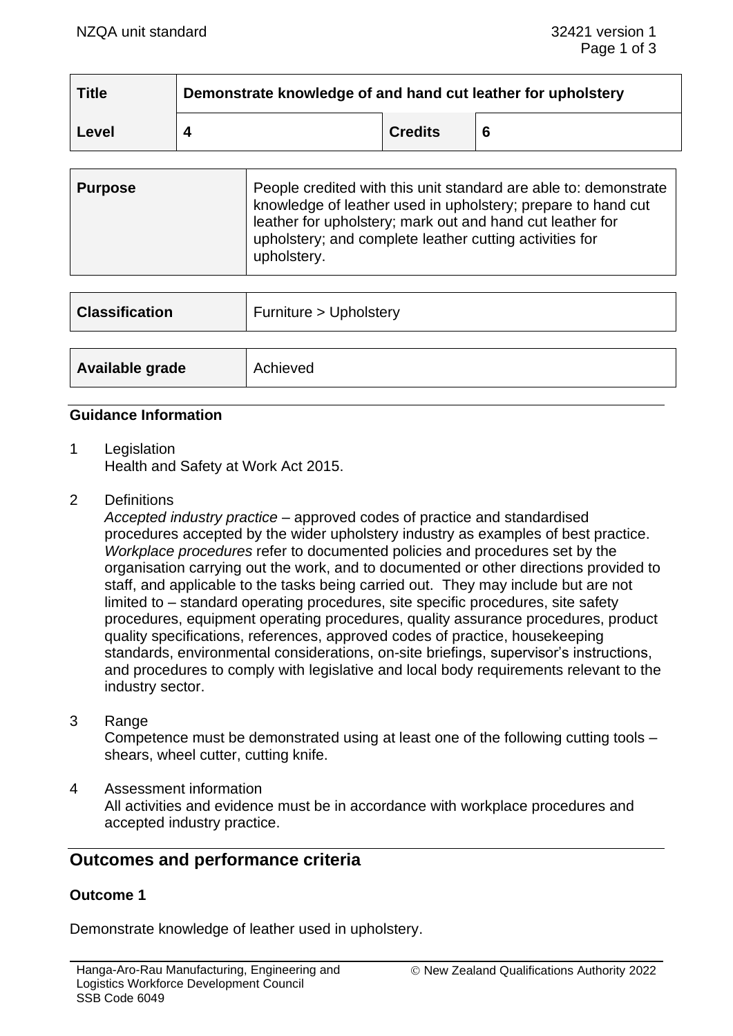| Title | Demonstrate knowledge of and hand cut leather for upholstery | | |
|---|---|---|---|
| Level | 4 | Credits | 6 |

| Purpose | People credited with this unit standard are able to: demonstrate knowledge of leather used in upholstery; prepare to hand cut leather for upholstery; mark out and hand cut leather for upholstery; and complete leather cutting activities for upholstery. |
|---|---|

| Classification | Furniture > Upholstery |
|---|---|

| Available grade | Achieved |
|---|---|

**Guidance Information**

1 Legislation
Health and Safety at Work Act 2015.

2 Definitions
*Accepted industry practice* – approved codes of practice and standardised procedures accepted by the wider upholstery industry as examples of best practice.
*Workplace procedures* refer to documented policies and procedures set by the organisation carrying out the work, and to documented or other directions provided to staff, and applicable to the tasks being carried out. They may include but are not limited to – standard operating procedures, site specific procedures, site safety procedures, equipment operating procedures, quality assurance procedures, product quality specifications, references, approved codes of practice, housekeeping standards, environmental considerations, on-site briefings, supervisor's instructions, and procedures to comply with legislative and local body requirements relevant to the industry sector.

3 Range
Competence must be demonstrated using at least one of the following cutting tools – shears, wheel cutter, cutting knife.

4 Assessment information
All activities and evidence must be in accordance with workplace procedures and accepted industry practice.

## Outcomes and performance criteria

### Outcome 1

Demonstrate knowledge of leather used in upholstery.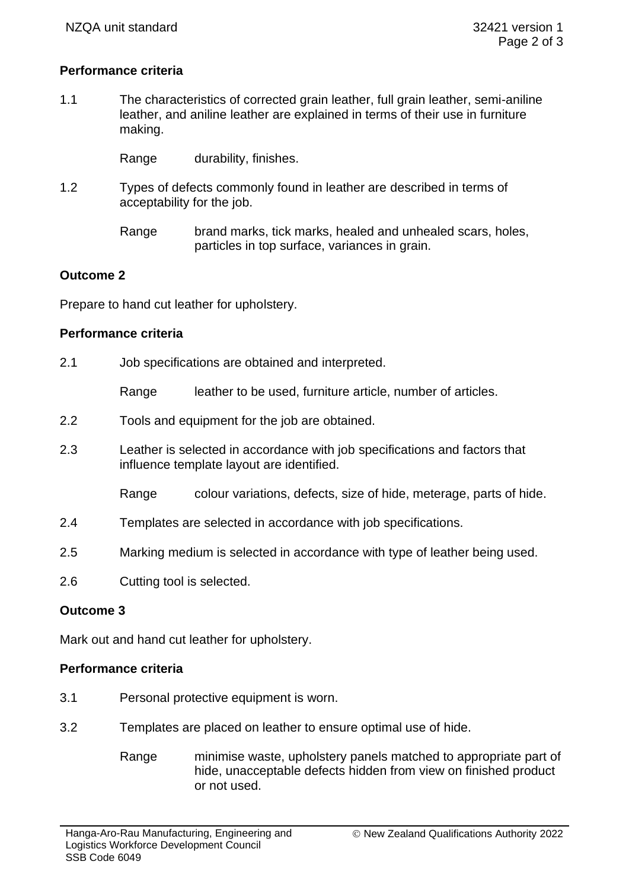**Performance criteria**

1.1 The characteristics of corrected grain leather, full grain leather, semi-aniline leather, and aniline leather are explained in terms of their use in furniture making.

Range durability, finishes.

1.2 Types of defects commonly found in leather are described in terms of acceptability for the job.

Range brand marks, tick marks, healed and unhealed scars, holes, particles in top surface, variances in grain.

**Outcome 2**

Prepare to hand cut leather for upholstery.

**Performance criteria**

2.1 Job specifications are obtained and interpreted.

Range leather to be used, furniture article, number of articles.

2.2 Tools and equipment for the job are obtained.

2.3 Leather is selected in accordance with job specifications and factors that influence template layout are identified.

Range colour variations, defects, size of hide, meterage, parts of hide.

2.4 Templates are selected in accordance with job specifications.

2.5 Marking medium is selected in accordance with type of leather being used.

2.6 Cutting tool is selected.

**Outcome 3**

Mark out and hand cut leather for upholstery.

**Performance criteria**

3.1 Personal protective equipment is worn.

3.2 Templates are placed on leather to ensure optimal use of hide.

Range minimise waste, upholstery panels matched to appropriate part of hide, unacceptable defects hidden from view on finished product or not used.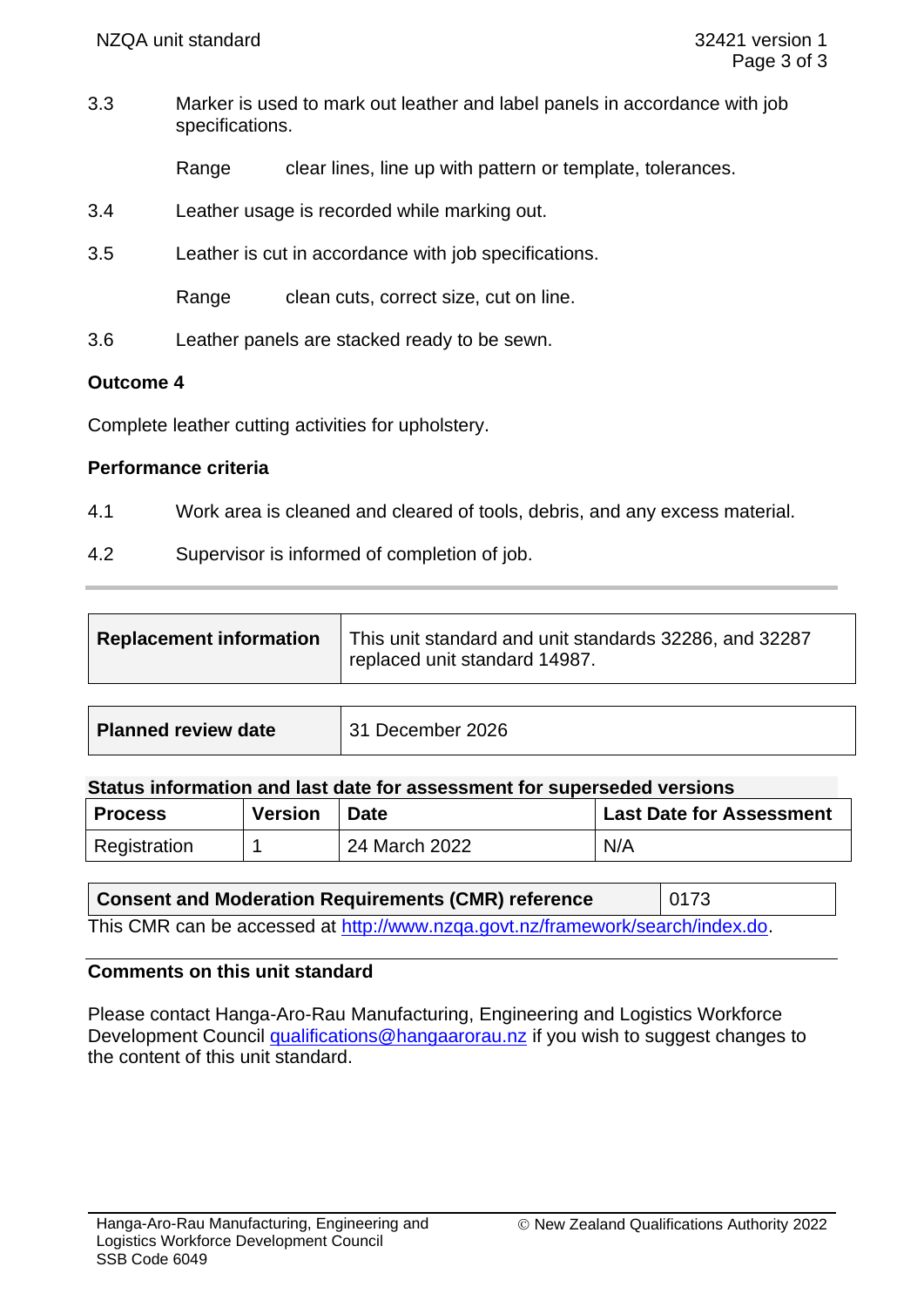3.3 Marker is used to mark out leather and label panels in accordance with job specifications.

Range clear lines, line up with pattern or template, tolerances.

3.4 Leather usage is recorded while marking out.

3.5 Leather is cut in accordance with job specifications.

Range clean cuts, correct size, cut on line.

3.6 Leather panels are stacked ready to be sewn.

**Outcome 4**

Complete leather cutting activities for upholstery.

**Performance criteria**

4.1 Work area is cleaned and cleared of tools, debris, and any excess material.

4.2 Supervisor is informed of completion of job.

| | |
|---|---|
| **Replacement information** | This unit standard and unit standards 32286, and 32287 replaced unit standard 14987. |

| | |
|---|---|
| **Planned review date** | 31 December 2026 |

**Status information and last date for assessment for superseded versions**

| **Process** | **Version** | **Date** | **Last Date for Assessment** |
|---|---|---|---|
| Registration | 1 | 24 March 2022 | N/A |

| | |
|---|---|
| **Consent and Moderation Requirements (CMR) reference** | 0173 |

This CMR can be accessed at http://www.nzqa.govt.nz/framework/search/index.do.

**Comments on this unit standard**

Please contact Hanga-Aro-Rau Manufacturing, Engineering and Logistics Workforce Development Council qualifications@hangaarorau.nz if you wish to suggest changes to the content of this unit standard.